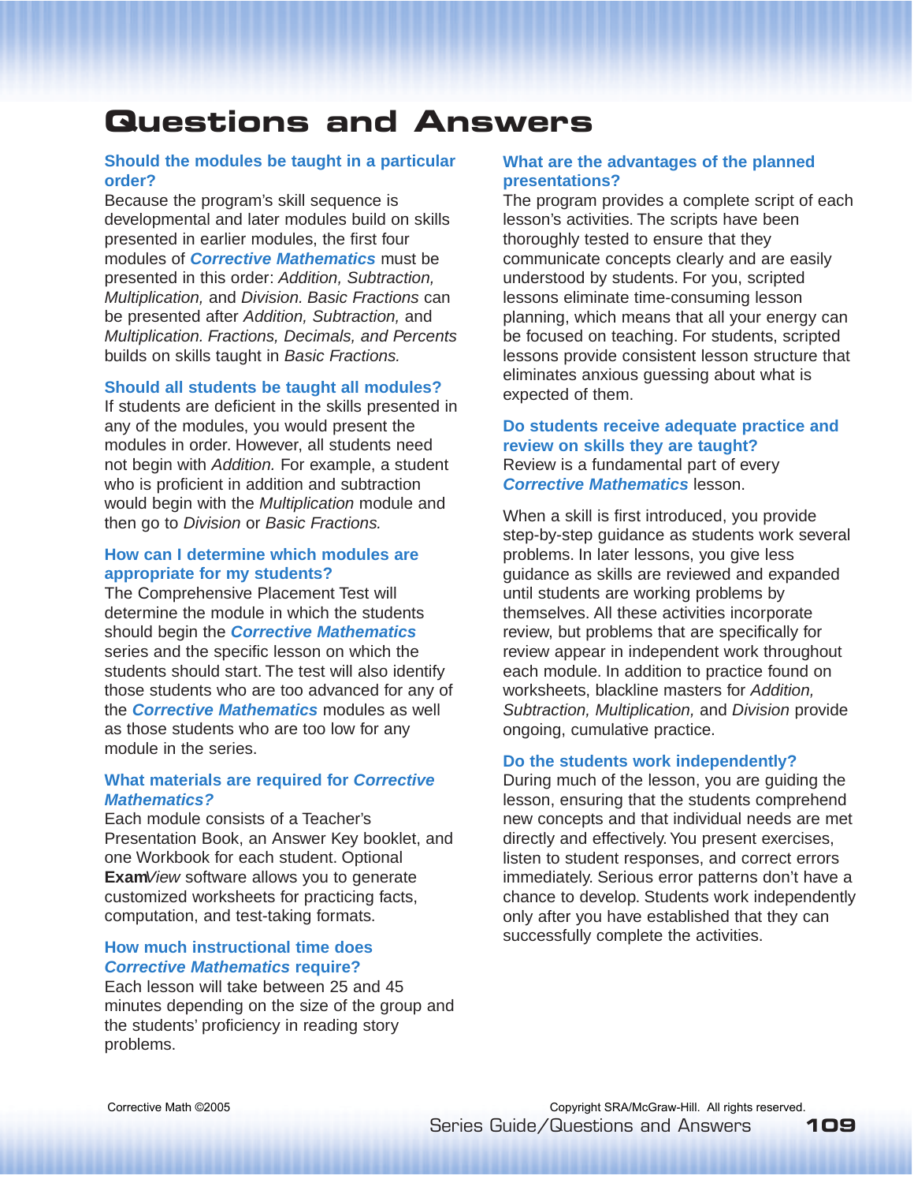# Questions and Answers

### Should the modules be taught in a particular order?

Because the program's skill sequence is developmental and later modules build on skills presented in earlier modules, the first four modules of ***Corrective Mathematics*** must be presented in this order: *Addition, Subtraction, Multiplication,* and *Division. Basic Fractions* can be presented after *Addition, Subtraction,* and *Multiplication. Fractions, Decimals, and Percents* builds on skills taught in *Basic Fractions.*

### Should all students be taught all modules?

If students are deficient in the skills presented in any of the modules, you would present the modules in order. However, all students need not begin with *Addition.* For example, a student who is proficient in addition and subtraction would begin with the *Multiplication* module and then go to *Division* or *Basic Fractions.*

### How can I determine which modules are appropriate for my students?

The Comprehensive Placement Test will determine the module in which the students should begin the ***Corrective Mathematics*** series and the specific lesson on which the students should start. The test will also identify those students who are too advanced for any of the ***Corrective Mathematics*** modules as well as those students who are too low for any module in the series.

### What materials are required for *Corrective Mathematics?*

Each module consists of a Teacher's Presentation Book, an Answer Key booklet, and one Workbook for each student. Optional **Exam***View* software allows you to generate customized worksheets for practicing facts, computation, and test-taking formats.

### How much instructional time does *Corrective Mathematics* require?

Each lesson will take between 25 and 45 minutes depending on the size of the group and the students' proficiency in reading story problems.

### What are the advantages of the planned presentations?

The program provides a complete script of each lesson's activities. The scripts have been thoroughly tested to ensure that they communicate concepts clearly and are easily understood by students. For you, scripted lessons eliminate time-consuming lesson planning, which means that all your energy can be focused on teaching. For students, scripted lessons provide consistent lesson structure that eliminates anxious guessing about what is expected of them.

### Do students receive adequate practice and review on skills they are taught?

Review is a fundamental part of every ***Corrective Mathematics*** lesson.

When a skill is first introduced, you provide step-by-step guidance as students work several problems. In later lessons, you give less guidance as skills are reviewed and expanded until students are working problems by themselves. All these activities incorporate review, but problems that are specifically for review appear in independent work throughout each module. In addition to practice found on worksheets, blackline masters for *Addition, Subtraction, Multiplication,* and *Division* provide ongoing, cumulative practice.

### Do the students work independently?

During much of the lesson, you are guiding the lesson, ensuring that the students comprehend new concepts and that individual needs are met directly and effectively. You present exercises, listen to student responses, and correct errors immediately. Serious error patterns don't have a chance to develop. Students work independently only after you have established that they can successfully complete the activities.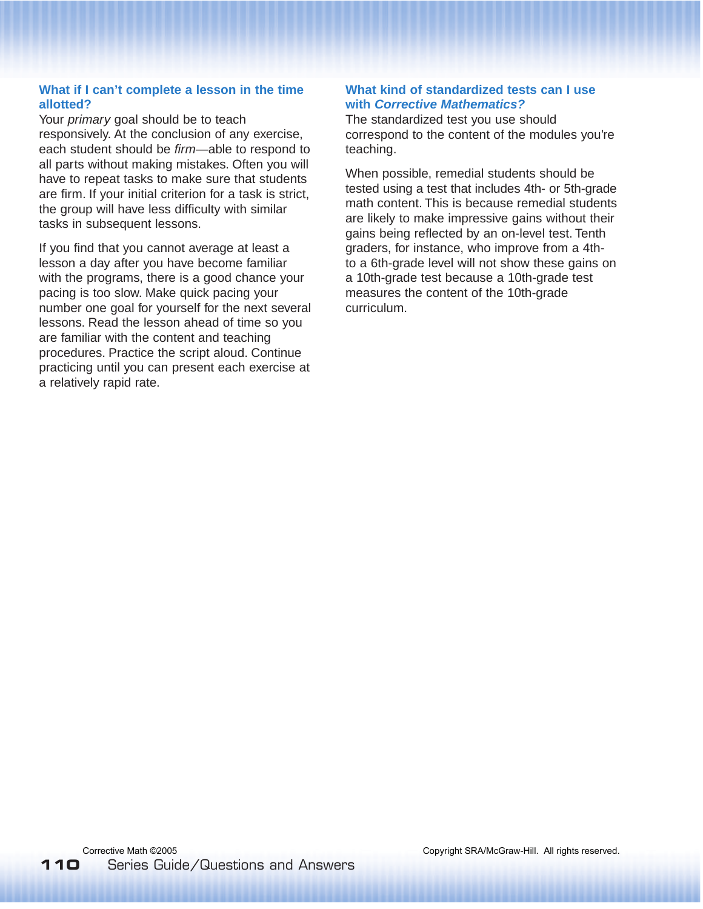### What if I can't complete a lesson in the time allotted?

Your *primary* goal should be to teach responsively. At the conclusion of any exercise, each student should be *firm*—able to respond to all parts without making mistakes. Often you will have to repeat tasks to make sure that students are firm. If your initial criterion for a task is strict, the group will have less difficulty with similar tasks in subsequent lessons.

If you find that you cannot average at least a lesson a day after you have become familiar with the programs, there is a good chance your pacing is too slow. Make quick pacing your number one goal for yourself for the next several lessons. Read the lesson ahead of time so you are familiar with the content and teaching procedures. Practice the script aloud. Continue practicing until you can present each exercise at a relatively rapid rate.

### What kind of standardized tests can I use with *Corrective Mathematics?*

The standardized test you use should correspond to the content of the modules you're teaching.

When possible, remedial students should be tested using a test that includes 4th- or 5th-grade math content. This is because remedial students are likely to make impressive gains without their gains being reflected by an on-level test. Tenth graders, for instance, who improve from a 4th- to a 6th-grade level will not show these gains on a 10th-grade test because a 10th-grade test measures the content of the 10th-grade curriculum.